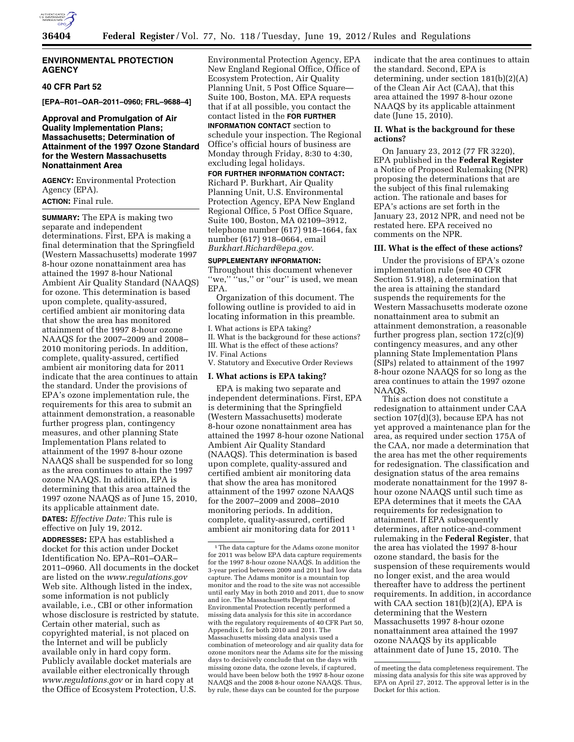# ENVIRONMENTAL PROTECTION AGENCY

## 40 CFR Part 52

**[EPA–R01–OAR–2011–0960; FRL–9688–4]**

## Approval and Promulgation of Air Quality Implementation Plans; Massachusetts; Determination of Attainment of the 1997 Ozone Standard for the Western Massachusetts Nonattainment Area

**AGENCY:** Environmental Protection Agency (EPA).

**ACTION:** Final rule.

**SUMMARY:** The EPA is making two separate and independent determinations. First, EPA is making a final determination that the Springfield (Western Massachusetts) moderate 1997 8-hour ozone nonattainment area has attained the 1997 8-hour National Ambient Air Quality Standard (NAAQS) for ozone. This determination is based upon complete, quality-assured, certified ambient air monitoring data that show the area has monitored attainment of the 1997 8-hour ozone NAAQS for the 2007–2009 and 2008–2010 monitoring periods. In addition, complete, quality-assured, certified ambient air monitoring data for 2011 indicate that the area continues to attain the standard. Under the provisions of EPA's ozone implementation rule, the requirements for this area to submit an attainment demonstration, a reasonable further progress plan, contingency measures, and other planning State Implementation Plans related to attainment of the 1997 8-hour ozone NAAQS shall be suspended for so long as the area continues to attain the 1997 ozone NAAQS. In addition, EPA is determining that this area attained the 1997 ozone NAAQS as of June 15, 2010, its applicable attainment date.

**DATES:** *Effective Date:* This rule is effective on July 19, 2012.

**ADDRESSES:** EPA has established a docket for this action under Docket Identification No. EPA–R01–OAR–2011–0960. All documents in the docket are listed on the *www.regulations.gov* Web site. Although listed in the index, some information is not publicly available, i.e., CBI or other information whose disclosure is restricted by statute. Certain other material, such as copyrighted material, is not placed on the Internet and will be publicly available only in hard copy form. Publicly available docket materials are available either electronically through *www.regulations.gov* or in hard copy at the Office of Ecosystem Protection, U.S. Environmental Protection Agency, EPA New England Regional Office, Office of Ecosystem Protection, Air Quality Planning Unit, 5 Post Office Square—Suite 100, Boston, MA. EPA requests that if at all possible, you contact the contact listed in the **FOR FURTHER INFORMATION CONTACT** section to schedule your inspection. The Regional Office's official hours of business are Monday through Friday, 8:30 to 4:30, excluding legal holidays.

**FOR FURTHER INFORMATION CONTACT:** Richard P. Burkhart, Air Quality Planning Unit, U.S. Environmental Protection Agency, EPA New England Regional Office, 5 Post Office Square, Suite 100, Boston, MA 02109–3912, telephone number (617) 918–1664, fax number (617) 918–0664, email *Burkhart.Richard@epa.gov.*

**SUPPLEMENTARY INFORMATION:**

Throughout this document whenever "we," "us," or "our" is used, we mean EPA.

Organization of this document. The following outline is provided to aid in locating information in this preamble.

I. What actions is EPA taking?
II. What is the background for these actions?
III. What is the effect of these actions?
IV. Final Actions
V. Statutory and Executive Order Reviews

### I. What actions is EPA taking?

EPA is making two separate and independent determinations. First, EPA is determining that the Springfield (Western Massachusetts) moderate 8-hour ozone nonattainment area has attained the 1997 8-hour ozone National Ambient Air Quality Standard (NAAQS). This determination is based upon complete, quality-assured and certified ambient air monitoring data that show the area has monitored attainment of the 1997 ozone NAAQS for the 2007–2009 and 2008–2010 monitoring periods. In addition, complete, quality-assured, certified ambient air monitoring data for 2011 [1] indicate that the area continues to attain the standard. Second, EPA is determining, under section 181(b)(2)(A) of the Clean Air Act (CAA), that this area attained the 1997 8-hour ozone NAAQS by its applicable attainment date (June 15, 2010).

### II. What is the background for these actions?

On January 23, 2012 (77 FR 3220), EPA published in the **Federal Register** a Notice of Proposed Rulemaking (NPR) proposing the determinations that are the subject of this final rulemaking action. The rationale and bases for EPA's actions are set forth in the January 23, 2012 NPR, and need not be restated here. EPA received no comments on the NPR.

### III. What is the effect of these actions?

Under the provisions of EPA's ozone implementation rule (see 40 CFR Section 51.918), a determination that the area is attaining the standard suspends the requirements for the Western Massachusetts moderate ozone nonattainment area to submit an attainment demonstration, a reasonable further progress plan, section 172(c)(9) contingency measures, and any other planning State Implementation Plans (SIPs) related to attainment of the 1997 8-hour ozone NAAQS for so long as the area continues to attain the 1997 ozone NAAQS.

This action does not constitute a redesignation to attainment under CAA section 107(d)(3), because EPA has not yet approved a maintenance plan for the area, as required under section 175A of the CAA, nor made a determination that the area has met the other requirements for redesignation. The classification and designation status of the area remains moderate nonattainment for the 1997 8-hour ozone NAAQS until such time as EPA determines that it meets the CAA requirements for redesignation to attainment. If EPA subsequently determines, after notice-and-comment rulemaking in the **Federal Register**, that the area has violated the 1997 8-hour ozone standard, the basis for the suspension of these requirements would no longer exist, and the area would thereafter have to address the pertinent requirements. In addition, in accordance with CAA section 181(b)(2)(A), EPA is determining that the Western Massachusetts 1997 8-hour ozone nonattainment area attained the 1997 ozone NAAQS by its applicable attainment date of June 15, 2010. The

---

[1] The data capture for the Adams ozone monitor for 2011 was below EPA data capture requirements for the 1997 8-hour ozone NAAQS. In addition the 3-year period between 2009 and 2011 had low data capture. The Adams monitor is a mountain top monitor and the road to the site was not accessible until early May in both 2010 and 2011, due to snow and ice. The Massachusetts Department of Environmental Protection recently performed a missing data analysis for this site in accordance with the regulatory requirements of 40 CFR Part 50, Appendix I, for both 2010 and 2011. The Massachusetts missing data analysis used a combination of meteorology and air quality data for ozone monitors near the Adams site for the missing days to decisively conclude that on the days with missing ozone data, the ozone levels, if captured, would have been below both the 1997 8-hour ozone NAAQS and the 2008 8-hour ozone NAAQS. Thus, by rule, these days can be counted for the purpose of meeting the data completeness requirement. The missing data analysis for this site was approved by EPA on April 27, 2012. The approval letter is in the Docket for this action.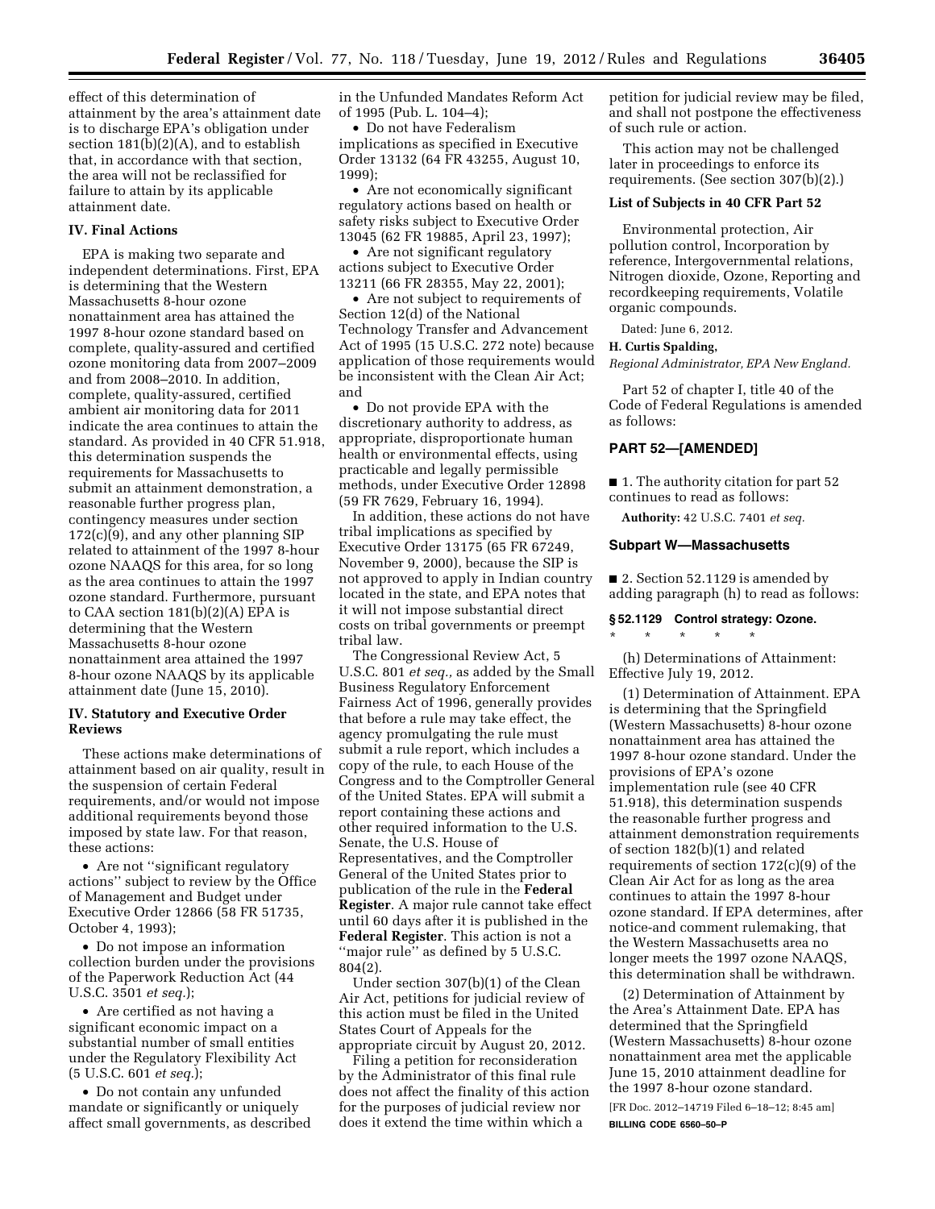effect of this determination of attainment by the area's attainment date is to discharge EPA's obligation under section 181(b)(2)(A), and to establish that, in accordance with that section, the area will not be reclassified for failure to attain by its applicable attainment date.

### IV. Final Actions

EPA is making two separate and independent determinations. First, EPA is determining that the Western Massachusetts 8-hour ozone nonattainment area has attained the 1997 8-hour ozone standard based on complete, quality-assured and certified ozone monitoring data from 2007–2009 and from 2008–2010. In addition, complete, quality-assured, certified ambient air monitoring data for 2011 indicate the area continues to attain the standard. As provided in 40 CFR 51.918, this determination suspends the requirements for Massachusetts to submit an attainment demonstration, a reasonable further progress plan, contingency measures under section 172(c)(9), and any other planning SIP related to attainment of the 1997 8-hour ozone NAAQS for this area, for so long as the area continues to attain the 1997 ozone standard. Furthermore, pursuant to CAA section 181(b)(2)(A) EPA is determining that the Western Massachusetts 8-hour ozone nonattainment area attained the 1997 8-hour ozone NAAQS by its applicable attainment date (June 15, 2010).

### IV. Statutory and Executive Order Reviews

These actions make determinations of attainment based on air quality, result in the suspension of certain Federal requirements, and/or would not impose additional requirements beyond those imposed by state law. For that reason, these actions:

- Are not "significant regulatory actions" subject to review by the Office of Management and Budget under Executive Order 12866 (58 FR 51735, October 4, 1993);
- Do not impose an information collection burden under the provisions of the Paperwork Reduction Act (44 U.S.C. 3501 *et seq.*);
- Are certified as not having a significant economic impact on a substantial number of small entities under the Regulatory Flexibility Act (5 U.S.C. 601 *et seq.*);
- Do not contain any unfunded mandate or significantly or uniquely affect small governments, as described in the Unfunded Mandates Reform Act of 1995 (Pub. L. 104–4);
- Do not have Federalism implications as specified in Executive Order 13132 (64 FR 43255, August 10, 1999);
- Are not economically significant regulatory actions based on health or safety risks subject to Executive Order 13045 (62 FR 19885, April 23, 1997);
- Are not significant regulatory actions subject to Executive Order 13211 (66 FR 28355, May 22, 2001);
- Are not subject to requirements of Section 12(d) of the National Technology Transfer and Advancement Act of 1995 (15 U.S.C. 272 note) because application of those requirements would be inconsistent with the Clean Air Act; and
- Do not provide EPA with the discretionary authority to address, as appropriate, disproportionate human health or environmental effects, using practicable and legally permissible methods, under Executive Order 12898 (59 FR 7629, February 16, 1994).

In addition, these actions do not have tribal implications as specified by Executive Order 13175 (65 FR 67249, November 9, 2000), because the SIP is not approved to apply in Indian country located in the state, and EPA notes that it will not impose substantial direct costs on tribal governments or preempt tribal law.

The Congressional Review Act, 5 U.S.C. 801 *et seq.,* as added by the Small Business Regulatory Enforcement Fairness Act of 1996, generally provides that before a rule may take effect, the agency promulgating the rule must submit a rule report, which includes a copy of the rule, to each House of the Congress and to the Comptroller General of the United States. EPA will submit a report containing these actions and other required information to the U.S. Senate, the U.S. House of Representatives, and the Comptroller General of the United States prior to publication of the rule in the **Federal Register**. A major rule cannot take effect until 60 days after it is published in the **Federal Register**. This action is not a "major rule" as defined by 5 U.S.C. 804(2).

Under section 307(b)(1) of the Clean Air Act, petitions for judicial review of this action must be filed in the United States Court of Appeals for the appropriate circuit by August 20, 2012. Filing a petition for reconsideration by the Administrator of this final rule does not affect the finality of this action for the purposes of judicial review nor does it extend the time within which a petition for judicial review may be filed, and shall not postpone the effectiveness of such rule or action.

This action may not be challenged later in proceedings to enforce its requirements. (See section 307(b)(2).)

### List of Subjects in 40 CFR Part 52

Environmental protection, Air pollution control, Incorporation by reference, Intergovernmental relations, Nitrogen dioxide, Ozone, Reporting and recordkeeping requirements, Volatile organic compounds.

Dated: June 6, 2012.

**H. Curtis Spalding,**

*Regional Administrator, EPA New England.*

Part 52 of chapter I, title 40 of the Code of Federal Regulations is amended as follows:

## PART 52—[AMENDED]

■ 1. The authority citation for part 52 continues to read as follows:

**Authority:** 42 U.S.C. 7401 *et seq.*

### Subpart W—Massachusetts

■ 2. Section 52.1129 is amended by adding paragraph (h) to read as follows:

#### § 52.1129 Control strategy: Ozone.

\* \* \* \* \*

(h) Determinations of Attainment: Effective July 19, 2012.

(1) Determination of Attainment. EPA is determining that the Springfield (Western Massachusetts) 8-hour ozone nonattainment area has attained the 1997 8-hour ozone standard. Under the provisions of EPA's ozone implementation rule (see 40 CFR 51.918), this determination suspends the reasonable further progress and attainment demonstration requirements of section 182(b)(1) and related requirements of section 172(c)(9) of the Clean Air Act for as long as the area continues to attain the 1997 8-hour ozone standard. If EPA determines, after notice-and comment rulemaking, that the Western Massachusetts area no longer meets the 1997 ozone NAAQS, this determination shall be withdrawn.

(2) Determination of Attainment by the Area's Attainment Date. EPA has determined that the Springfield (Western Massachusetts) 8-hour ozone nonattainment area met the applicable June 15, 2010 attainment deadline for the 1997 8-hour ozone standard.

[FR Doc. 2012–14719 Filed 6–18–12; 8:45 am]

**BILLING CODE 6560–50–P**